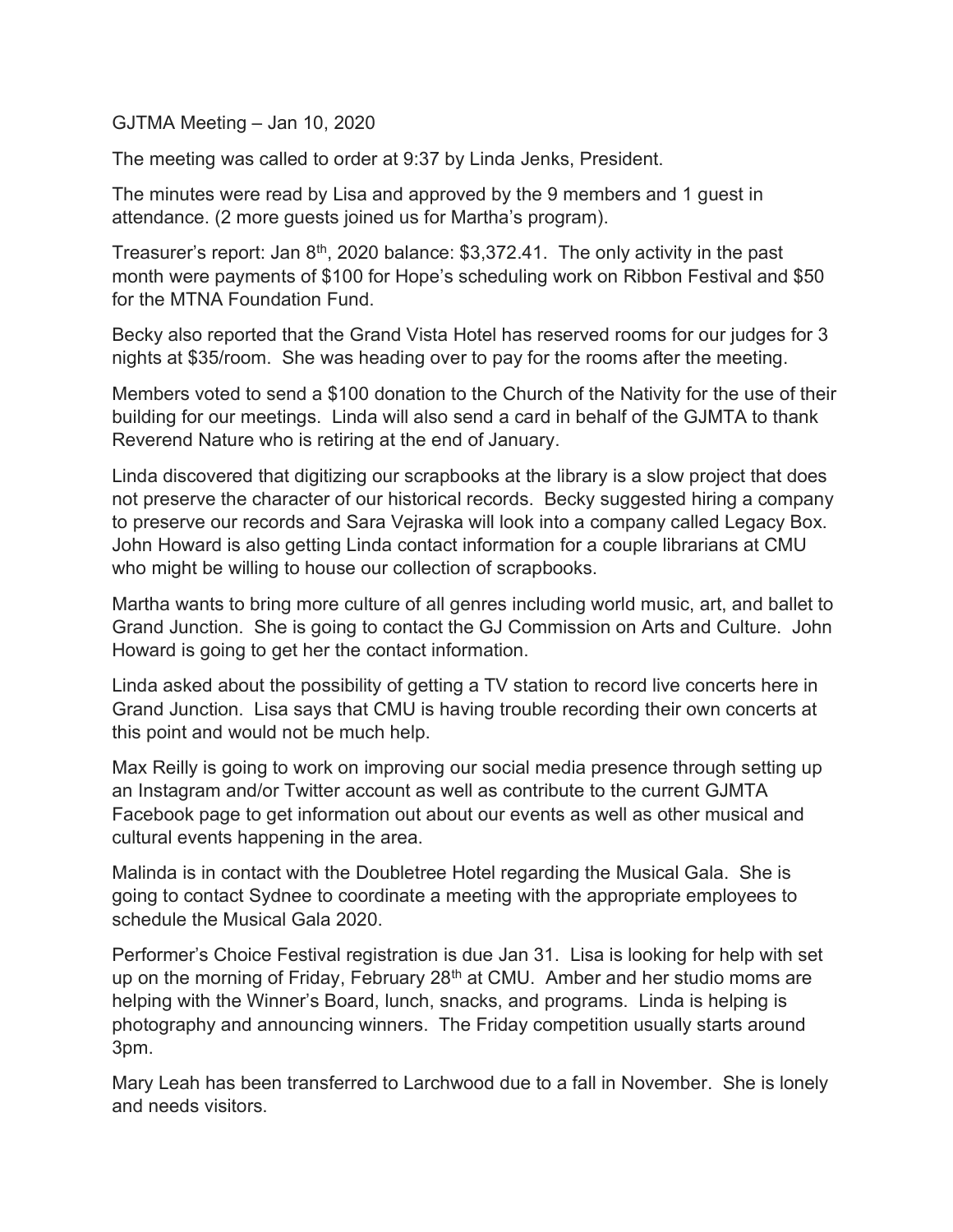GJTMA Meeting – Jan 10, 2020

The meeting was called to order at 9:37 by Linda Jenks, President.

The minutes were read by Lisa and approved by the 9 members and 1 guest in attendance. (2 more guests joined us for Martha's program).

Treasurer's report: Jan 8th, 2020 balance: $3,372.41. The only activity in the past month were payments of $100 for Hope's scheduling work on Ribbon Festival and $50 for the MTNA Foundation Fund.

Becky also reported that the Grand Vista Hotel has reserved rooms for our judges for 3 nights at $35/room. She was heading over to pay for the rooms after the meeting.

Members voted to send a $100 donation to the Church of the Nativity for the use of their building for our meetings. Linda will also send a card in behalf of the GJMTA to thank Reverend Nature who is retiring at the end of January.

Linda discovered that digitizing our scrapbooks at the library is a slow project that does not preserve the character of our historical records. Becky suggested hiring a company to preserve our records and Sara Vejraska will look into a company called Legacy Box. John Howard is also getting Linda contact information for a couple librarians at CMU who might be willing to house our collection of scrapbooks.

Martha wants to bring more culture of all genres including world music, art, and ballet to Grand Junction. She is going to contact the GJ Commission on Arts and Culture. John Howard is going to get her the contact information.

Linda asked about the possibility of getting a TV station to record live concerts here in Grand Junction. Lisa says that CMU is having trouble recording their own concerts at this point and would not be much help.

Max Reilly is going to work on improving our social media presence through setting up an Instagram and/or Twitter account as well as contribute to the current GJMTA Facebook page to get information out about our events as well as other musical and cultural events happening in the area.

Malinda is in contact with the Doubletree Hotel regarding the Musical Gala. She is going to contact Sydnee to coordinate a meeting with the appropriate employees to schedule the Musical Gala 2020.

Performer's Choice Festival registration is due Jan 31. Lisa is looking for help with set up on the morning of Friday, February 28th at CMU. Amber and her studio moms are helping with the Winner's Board, lunch, snacks, and programs. Linda is helping is photography and announcing winners. The Friday competition usually starts around 3pm.

Mary Leah has been transferred to Larchwood due to a fall in November. She is lonely and needs visitors.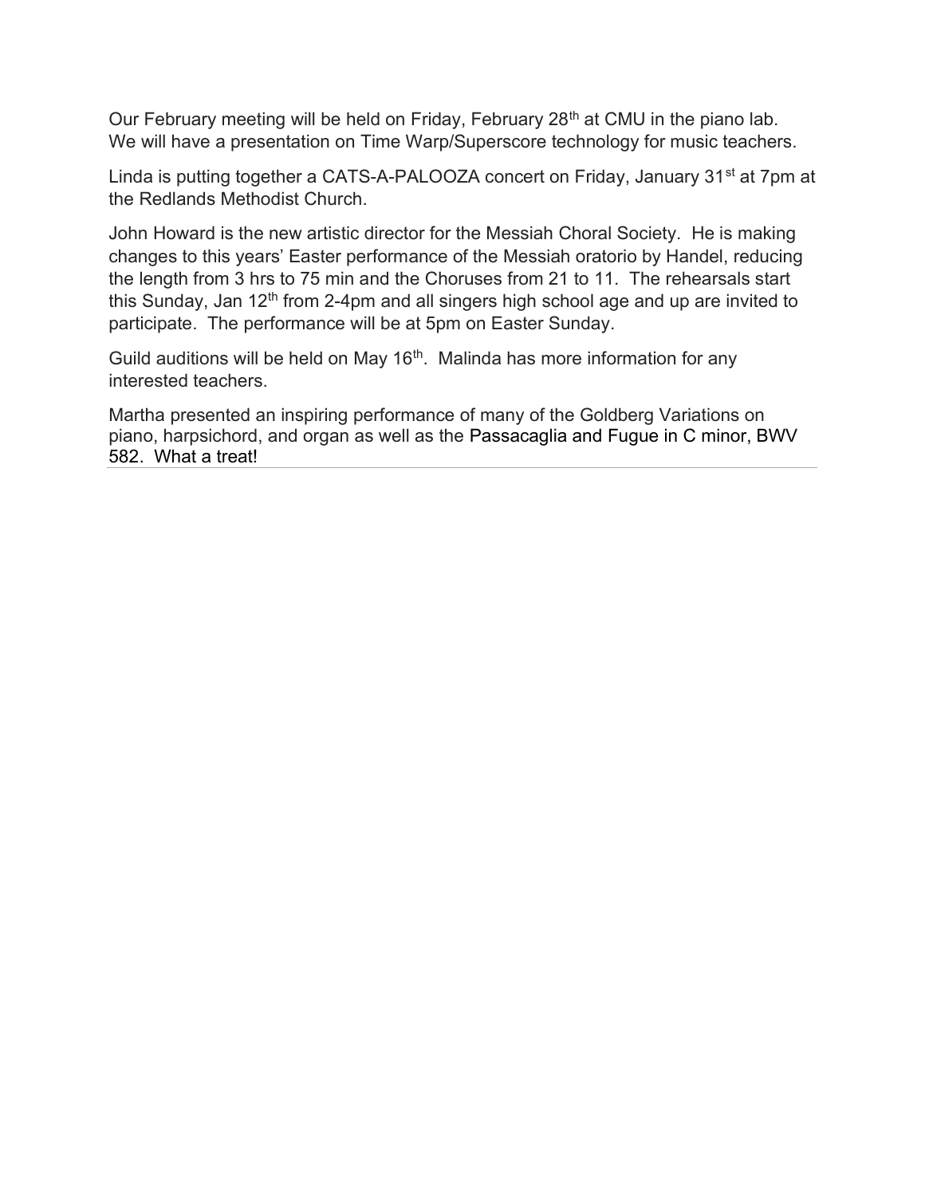Our February meeting will be held on Friday, February 28th at CMU in the piano lab. We will have a presentation on Time Warp/Superscore technology for music teachers.

Linda is putting together a CATS-A-PALOOZA concert on Friday, January 31st at 7pm at the Redlands Methodist Church.

John Howard is the new artistic director for the Messiah Choral Society. He is making changes to this years' Easter performance of the Messiah oratorio by Handel, reducing the length from 3 hrs to 75 min and the Choruses from 21 to 11. The rehearsals start this Sunday, Jan 12th from 2-4pm and all singers high school age and up are invited to participate. The performance will be at 5pm on Easter Sunday.

Guild auditions will be held on May 16th. Malinda has more information for any interested teachers.

Martha presented an inspiring performance of many of the Goldberg Variations on piano, harpsichord, and organ as well as the Passacaglia and Fugue in C minor, BWV 582. What a treat!

---